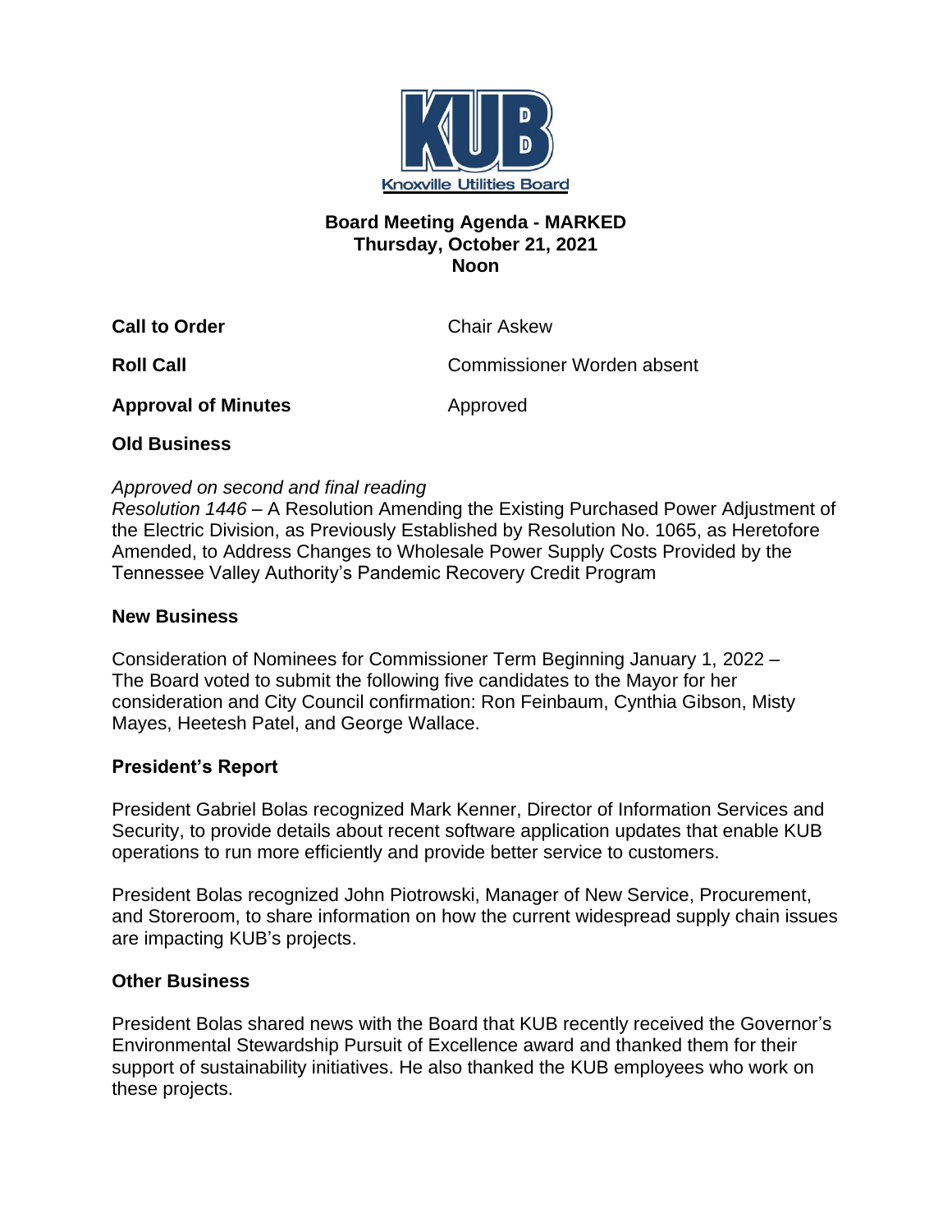Knoxville Utilities Board

# Board Meeting Agenda - MARKED
## Thursday, October 21, 2021
## Noon

**Call to Order** Chair Askew

**Roll Call** Commissioner Worden absent

**Approval of Minutes** Approved

**Old Business**

*Approved on second and final reading*
*Resolution 1446* – A Resolution Amending the Existing Purchased Power Adjustment of the Electric Division, as Previously Established by Resolution No. 1065, as Heretofore Amended, to Address Changes to Wholesale Power Supply Costs Provided by the Tennessee Valley Authority's Pandemic Recovery Credit Program

**New Business**

Consideration of Nominees for Commissioner Term Beginning January 1, 2022 – The Board voted to submit the following five candidates to the Mayor for her consideration and City Council confirmation: Ron Feinbaum, Cynthia Gibson, Misty Mayes, Heetesh Patel, and George Wallace.

**President's Report**

President Gabriel Bolas recognized Mark Kenner, Director of Information Services and Security, to provide details about recent software application updates that enable KUB operations to run more efficiently and provide better service to customers.

President Bolas recognized John Piotrowski, Manager of New Service, Procurement, and Storeroom, to share information on how the current widespread supply chain issues are impacting KUB's projects.

**Other Business**

President Bolas shared news with the Board that KUB recently received the Governor's Environmental Stewardship Pursuit of Excellence award and thanked them for their support of sustainability initiatives. He also thanked the KUB employees who work on these projects.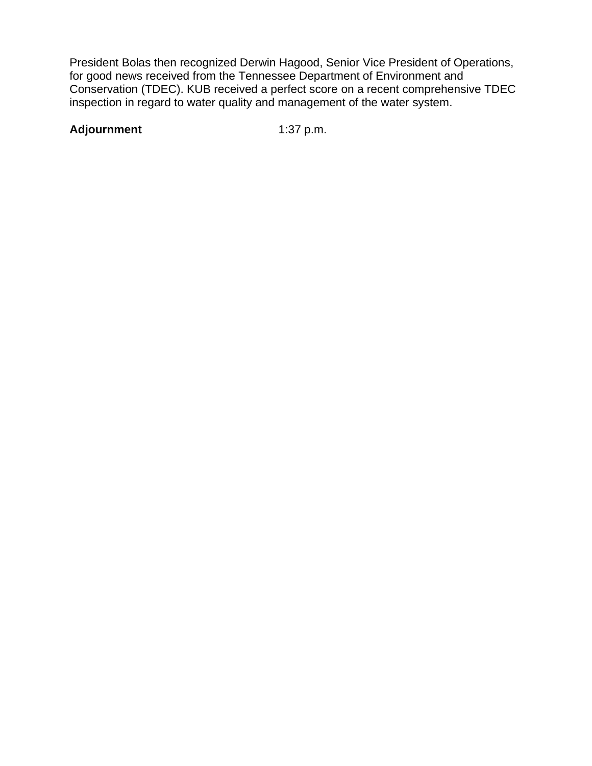President Bolas then recognized Derwin Hagood, Senior Vice President of Operations, for good news received from the Tennessee Department of Environment and Conservation (TDEC). KUB received a perfect score on a recent comprehensive TDEC inspection in regard to water quality and management of the water system.

**Adjournment** 1:37 p.m.